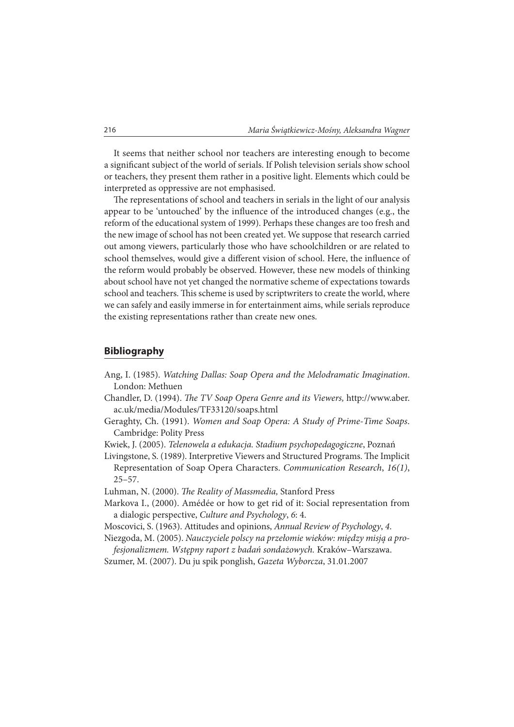It seems that neither school nor teachers are interesting enough to become a significant subject of the world of serials. If Polish television serials show school or teachers, they present them rather in a positive light. Elements which could be interpreted as oppressive are not emphasised.

The representations of school and teachers in serials in the light of our analysis appear to be 'untouched' by the influence of the introduced changes (e.g., the reform of the educational system of 1999). Perhaps these changes are too fresh and the new image of school has not been created yet. We suppose that research carried out among viewers, particularly those who have schoolchildren or are related to school themselves, would give a different vision of school. Here, the influence of the reform would probably be observed. However, these new models of thinking about school have not yet changed the normative scheme of expectations towards school and teachers. This scheme is used by scriptwriters to create the world, where we can safely and easily immerse in for entertainment aims, while serials reproduce the existing representations rather than create new ones.

## Bibliography

Ang, I. (1985). *Watching Dallas: Soap Opera and the Melodramatic Imagination*. London: Methuen

Chandler, D. (1994). *The TV Soap Opera Genre and its Viewers,* http://www.aber.ac.uk/media/Modules/TF33120/soaps.html

Geraghty, Ch. (1991). *Women and Soap Opera: A Study of Prime-Time Soaps*. Cambridge: Polity Press

Kwiek, J. (2005). *Telenowela a edukacja. Stadium psychopedagogiczne*, Poznań

Livingstone, S. (1989). Interpretive Viewers and Structured Programs. The Implicit Representation of Soap Opera Characters. *Communication Research*, *16(1)*, 25–57.

Luhman, N. (2000). *The Reality of Massmedia,* Stanford Press

Markova I., (2000). Amédée or how to get rid of it: Social representation from a dialogic perspective, *Culture and Psychology*, *6*: 4.

Moscovici, S. (1963). Attitudes and opinions, *Annual Review of Psychology*, *4*.

Niezgoda, M. (2005). *Nauczyciele polscy na przełomie wieków: między misją a profesjonalizmem. Wstępny raport z badań sondażowych.* Kraków–Warszawa.

Szumer, M. (2007). Du ju spik ponglish, *Gazeta Wyborcza*, 31.01.2007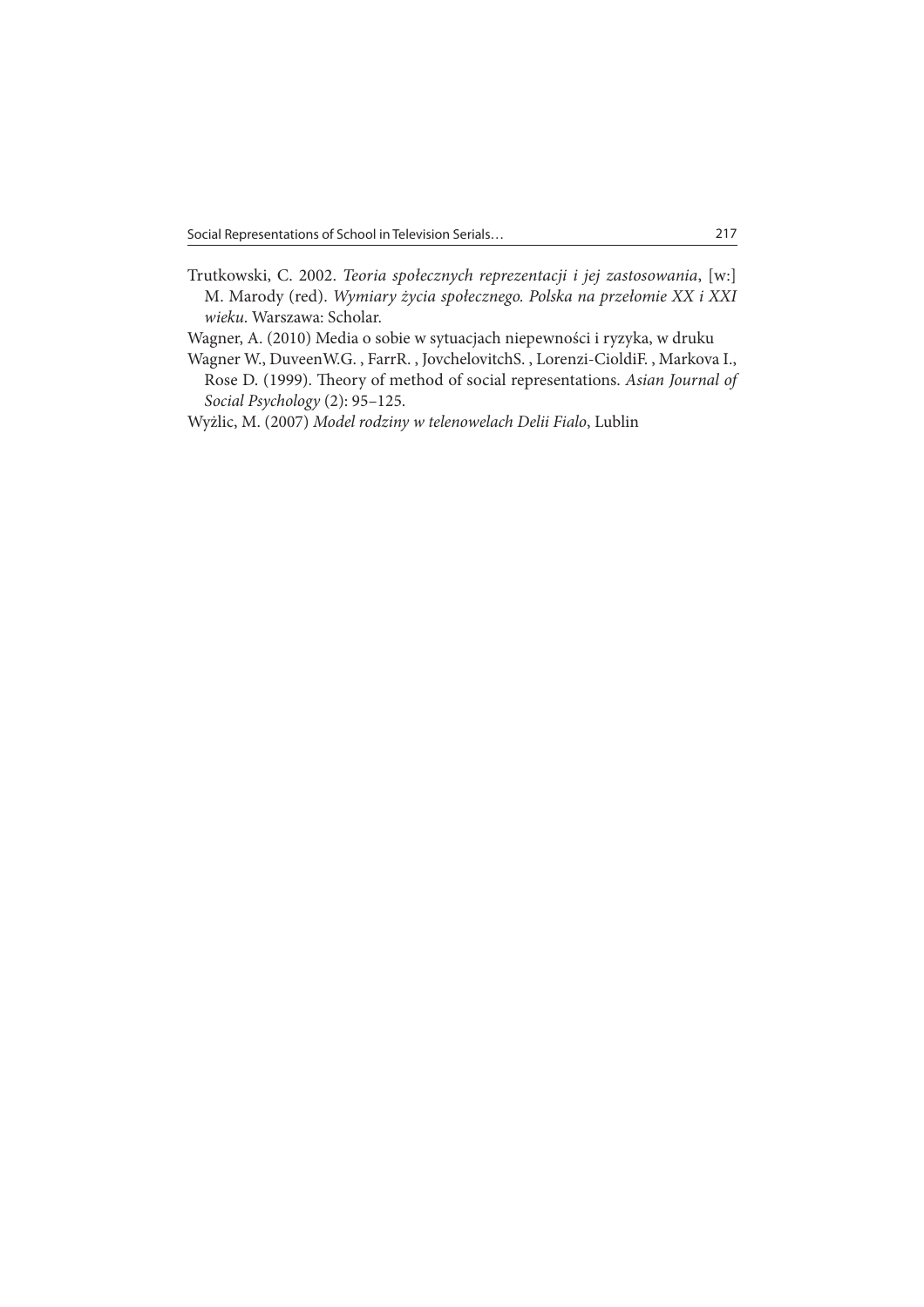Trutkowski, C. 2002. *Teoria społecznych reprezentacji i jej zastosowania*, [w:] M. Marody (red). *Wymiary życia społecznego. Polska na przełomie XX i XXI wieku*. Warszawa: Scholar.

Wagner, A. (2010) Media o sobie w sytuacjach niepewności i ryzyka, w druku

Wagner W., DuveenW.G. , FarrR. , JovchelovitchS. , Lorenzi-CioldiF. , Markova I., Rose D. (1999). Theory of method of social representations. *Asian Journal of Social Psychology* (2): 95–125.

Wyżlic, M. (2007) *Model rodziny w telenowelach Delii Fialo*, Lublin